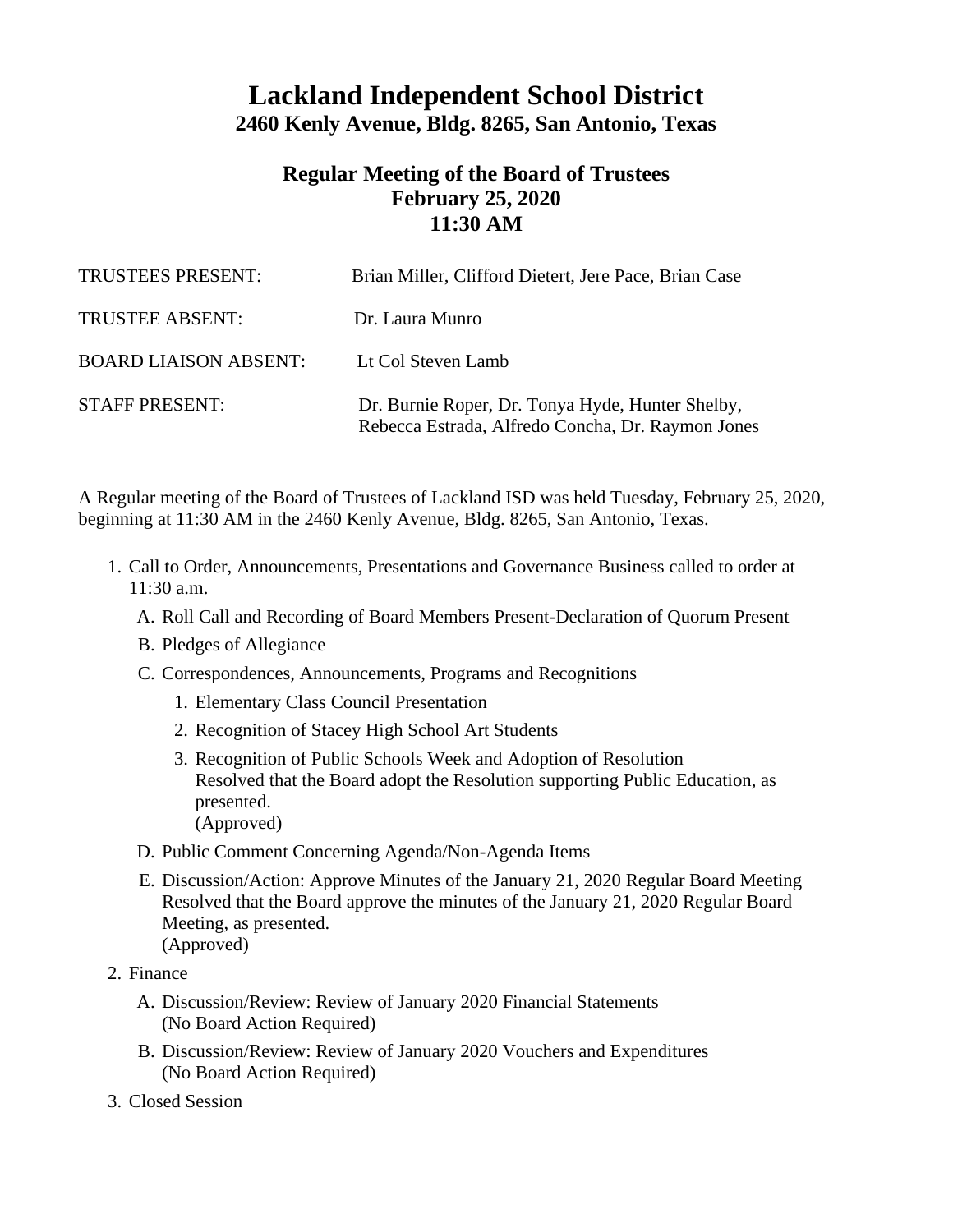# Lackland Independent School District

## 2460 Kenly Avenue, Bldg. 8265, San Antonio, Texas

### Regular Meeting of the Board of Trustees
### February 25, 2020
### 11:30 AM

| | |
|---|---|
| TRUSTEES PRESENT: | Brian Miller, Clifford Dietert, Jere Pace, Brian Case |
| TRUSTEE ABSENT: | Dr. Laura Munro |
| BOARD LIAISON ABSENT: | Lt Col Steven Lamb |
| STAFF PRESENT: | Dr. Burnie Roper, Dr. Tonya Hyde, Hunter Shelby, Rebecca Estrada, Alfredo Concha, Dr. Raymon Jones |

A Regular meeting of the Board of Trustees of Lackland ISD was held Tuesday, February 25, 2020, beginning at 11:30 AM in the 2460 Kenly Avenue, Bldg. 8265, San Antonio, Texas.

1. Call to Order, Announcements, Presentations and Governance Business called to order at 11:30 a.m.
   - A. Roll Call and Recording of Board Members Present-Declaration of Quorum Present
   - B. Pledges of Allegiance
   - C. Correspondences, Announcements, Programs and Recognitions
     1. Elementary Class Council Presentation
     2. Recognition of Stacey High School Art Students
     3. Recognition of Public Schools Week and Adoption of Resolution
        Resolved that the Board adopt the Resolution supporting Public Education, as presented.
        (Approved)
   - D. Public Comment Concerning Agenda/Non-Agenda Items
   - E. Discussion/Action: Approve Minutes of the January 21, 2020 Regular Board Meeting
     Resolved that the Board approve the minutes of the January 21, 2020 Regular Board Meeting, as presented.
     (Approved)
2. Finance
   - A. Discussion/Review: Review of January 2020 Financial Statements
     (No Board Action Required)
   - B. Discussion/Review: Review of January 2020 Vouchers and Expenditures
     (No Board Action Required)
3. Closed Session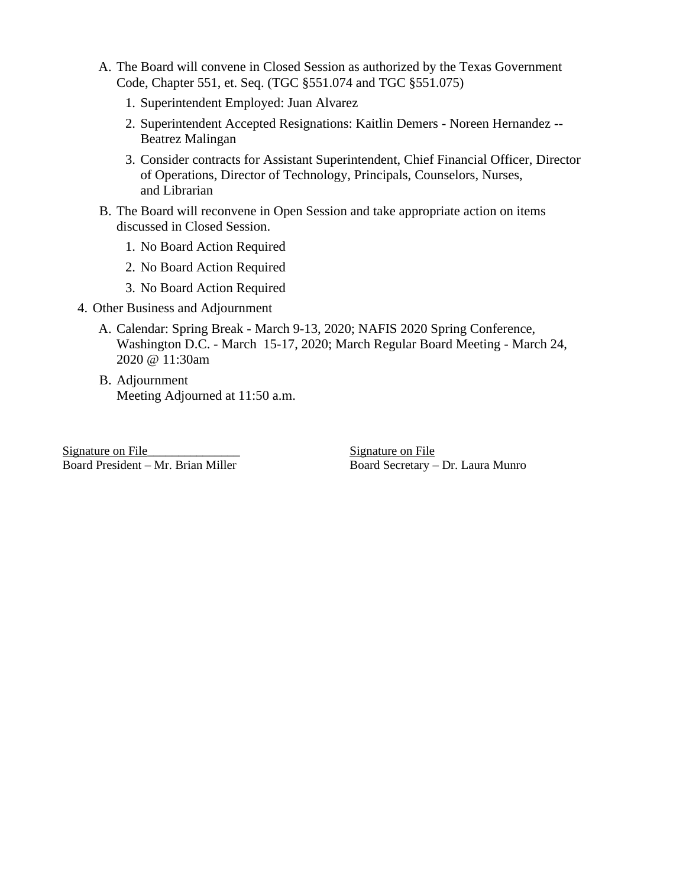A. The Board will convene in Closed Session as authorized by the Texas Government Code, Chapter 551, et. Seq. (TGC §551.074 and TGC §551.075)

   1. Superintendent Employed: Juan Alvarez
   2. Superintendent Accepted Resignations: Kaitlin Demers - Noreen Hernandez -- Beatrez Malingan
   3. Consider contracts for Assistant Superintendent, Chief Financial Officer, Director of Operations, Director of Technology, Principals, Counselors, Nurses, and Librarian

B. The Board will reconvene in Open Session and take appropriate action on items discussed in Closed Session.

   1. No Board Action Required
   2. No Board Action Required
   3. No Board Action Required

4. Other Business and Adjournment

   A. Calendar: Spring Break - March 9-13, 2020; NAFIS 2020 Spring Conference, Washington D.C. - March 15-17, 2020; March Regular Board Meeting - March 24, 2020 @ 11:30am

   B. Adjournment
      Meeting Adjourned at 11:50 a.m.

Signature on File
Board President – Mr. Brian Miller

Signature on File
Board Secretary – Dr. Laura Munro